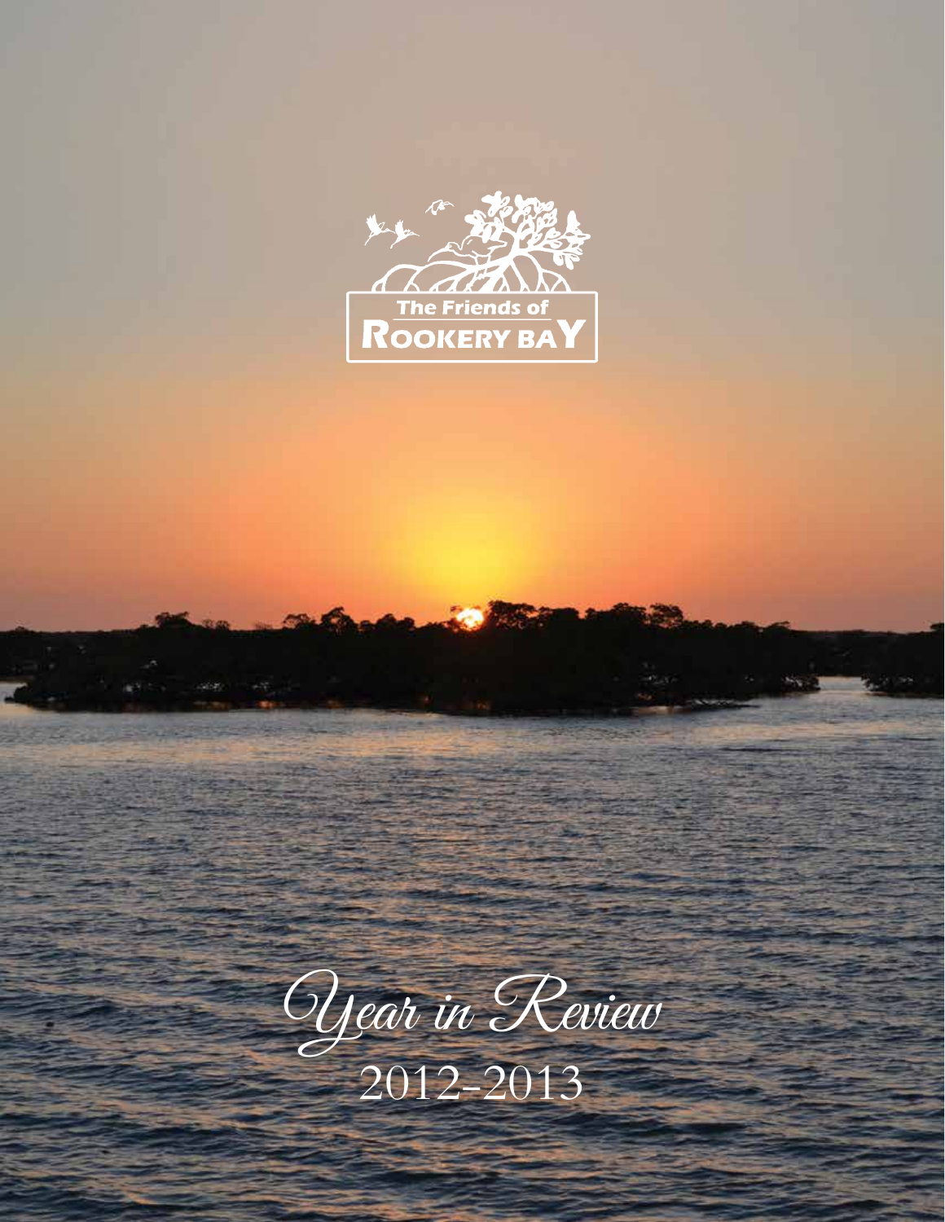The Friends of Rookery Bay

# *Year in Review*

## 2012-2013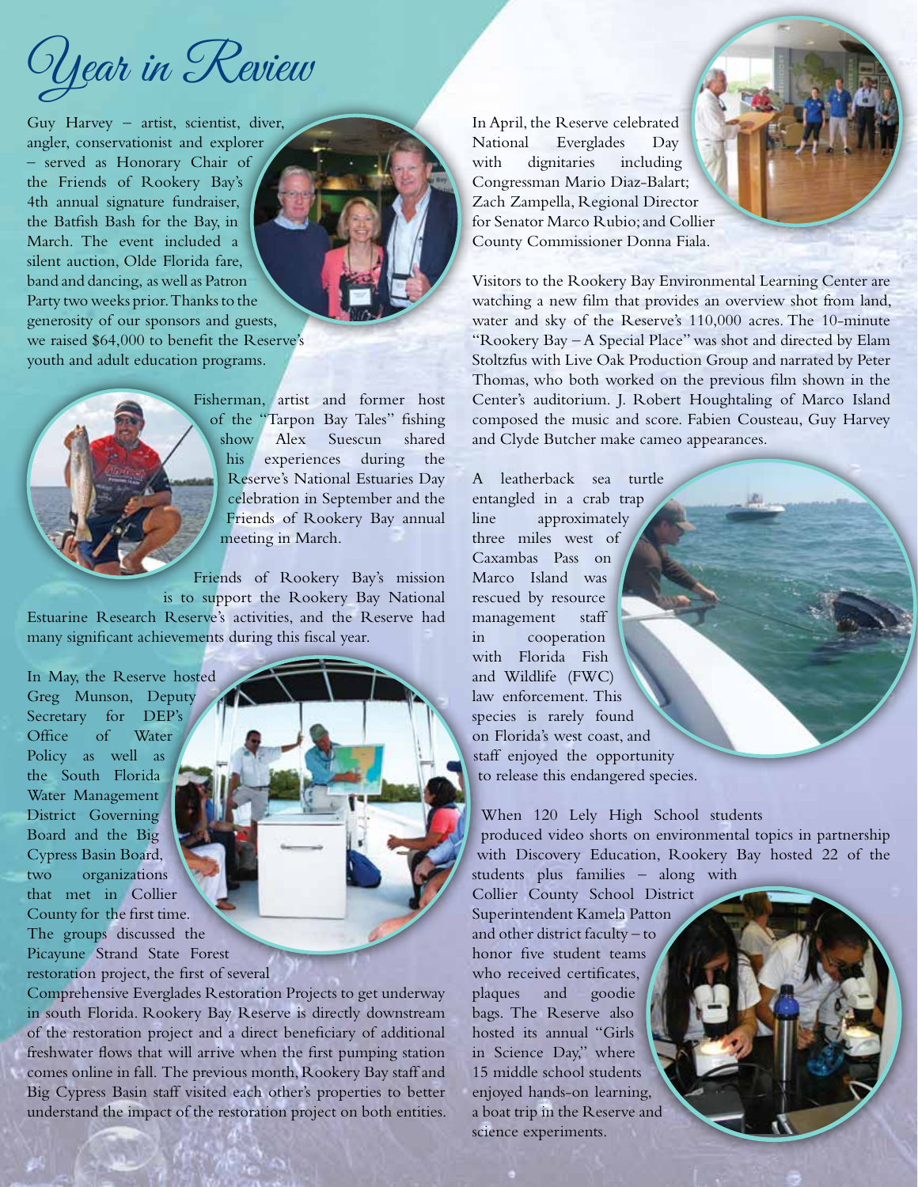# Year in Review

Guy Harvey – artist, scientist, diver, angler, conservationist and explorer – served as Honorary Chair of the Friends of Rookery Bay's 4th annual signature fundraiser, the Batfish Bash for the Bay, in March. The event included a silent auction, Olde Florida fare, band and dancing, as well as Patron Party two weeks prior. Thanks to the generosity of our sponsors and guests, we raised $64,000 to benefit the Reserve's youth and adult education programs.

Fisherman, artist and former host of the "Tarpon Bay Tales" fishing show Alex Suescun shared his experiences during the Reserve's National Estuaries Day celebration in September and the Friends of Rookery Bay annual meeting in March.

Friends of Rookery Bay's mission is to support the Rookery Bay National Estuarine Research Reserve's activities, and the Reserve had many significant achievements during this fiscal year.

In May, the Reserve hosted Greg Munson, Deputy Secretary for DEP's Office of Water Policy as well as the South Florida Water Management District Governing Board and the Big Cypress Basin Board, two organizations that met in Collier County for the first time. The groups discussed the Picayune Strand State Forest restoration project, the first of several Comprehensive Everglades Restoration Projects to get underway in south Florida. Rookery Bay Reserve is directly downstream of the restoration project and a direct beneficiary of additional freshwater flows that will arrive when the first pumping station comes online in fall. The previous month, Rookery Bay staff and Big Cypress Basin staff visited each other's properties to better understand the impact of the restoration project on both entities.

In April, the Reserve celebrated National Everglades Day with dignitaries including Congressman Mario Diaz-Balart; Zach Zampella, Regional Director for Senator Marco Rubio; and Collier County Commissioner Donna Fiala.

Visitors to the Rookery Bay Environmental Learning Center are watching a new film that provides an overview shot from land, water and sky of the Reserve's 110,000 acres. The 10-minute "Rookery Bay – A Special Place" was shot and directed by Elam Stoltzfus with Live Oak Production Group and narrated by Peter Thomas, who both worked on the previous film shown in the Center's auditorium. J. Robert Houghtaling of Marco Island composed the music and score. Fabien Cousteau, Guy Harvey and Clyde Butcher make cameo appearances.

A leatherback sea turtle entangled in a crab trap line approximately three miles west of Caxambas Pass on Marco Island was rescued by resource management staff in cooperation with Florida Fish and Wildlife (FWC) law enforcement. This species is rarely found on Florida's west coast, and staff enjoyed the opportunity to release this endangered species.

When 120 Lely High School students produced video shorts on environmental topics in partnership with Discovery Education, Rookery Bay hosted 22 of the students plus families – along with Collier County School District Superintendent Kamela Patton and other district faculty – to honor five student teams who received certificates, plaques and goodie bags. The Reserve also hosted its annual "Girls in Science Day," where 15 middle school students enjoyed hands-on learning, a boat trip in the Reserve and science experiments.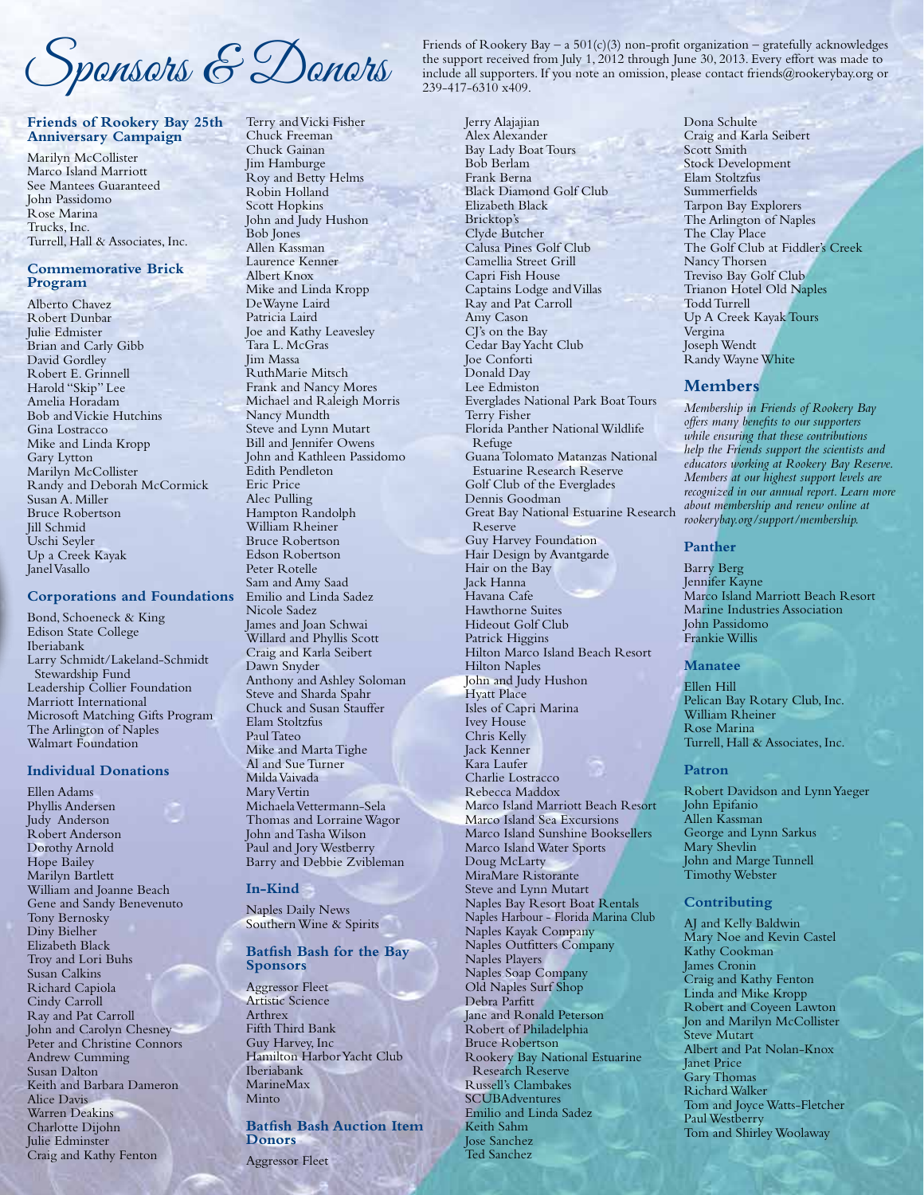# Sponsors & Donors

Friends of Rookery Bay – a 501(c)(3) non-profit organization – gratefully acknowledges the support received from July 1, 2012 through June 30, 2013. Every effort was made to include all supporters. If you note an omission, please contact friends@rookerybay.org or 239-417-6310 x409.

### Friends of Rookery Bay 25th Anniversary Campaign

Marilyn McCollister
Marco Island Marriott
See Mantees Guaranteed
John Passidomo
Rose Marina
Trucks, Inc.
Turrell, Hall & Associates, Inc.

### Commemorative Brick Program

Alberto Chavez
Robert Dunbar
Julie Edmister
Brian and Carly Gibb
David Gordley
Robert E. Grinnell
Harold "Skip" Lee
Amelia Horadam
Bob and Vickie Hutchins
Gina Lostracco
Mike and Linda Kropp
Gary Lytton
Marilyn McCollister
Randy and Deborah McCormick
Susan A. Miller
Bruce Robertson
Jill Schmid
Uschi Seyler
Up a Creek Kayak
Janel Vasallo

### Corporations and Foundations

Bond, Schoeneck & King
Edison State College
Iberiabank
Larry Schmidt/Lakeland-Schmidt Stewardship Fund
Leadership Collier Foundation
Marriott International
Microsoft Matching Gifts Program
The Arlington of Naples
Walmart Foundation

### Individual Donations

Ellen Adams
Phyllis Andersen
Judy Anderson
Robert Anderson
Dorothy Arnold
Hope Bailey
Marilyn Bartlett
William and Joanne Beach
Gene and Sandy Benevenuto
Tony Bernosky
Diny Bielher
Elizabeth Black
Troy and Lori Buhs
Susan Calkins
Richard Capiola
Cindy Carroll
Ray and Pat Carroll
John and Carolyn Chesney
Peter and Christine Connors
Andrew Cumming
Susan Dalton
Keith and Barbara Dameron
Alice Davis
Warren Deakins
Charlotte Dijohn
Julie Edminster
Craig and Kathy Fenton
Terry and Vicki Fisher
Chuck Freeman
Chuck Gainan
Jim Hamburge
Roy and Betty Helms
Robin Holland
Scott Hopkins
John and Judy Hushon
Bob Jones
Allen Kassman
Laurence Kenner
Albert Knox
Mike and Linda Kropp
DeWayne Laird
Patricia Laird
Joe and Kathy Leavesley
Tara L. McGras
Jim Massa
RuthMarie Mitsch
Frank and Nancy Mores
Michael and Raleigh Morris
Nancy Mundth
Steve and Lynn Mutart
Bill and Jennifer Owens
John and Kathleen Passidomo
Edith Pendleton
Eric Price
Alec Pulling
Hampton Randolph
William Rheiner
Bruce Robertson
Edson Robertson
Peter Rotelle
Sam and Amy Saad
Emilio and Linda Sadez
Nicole Sadez
James and Joan Schwai
Willard and Phyllis Scott
Craig and Karla Seibert
Dawn Snyder
Anthony and Ashley Soloman
Steve and Sharda Spahr
Chuck and Susan Stauffer
Elam Stoltzfus
Paul Tateo
Mike and Marta Tighe
Al and Sue Turner
Milda Vaivada
Mary Vertin
Michaela Vettermann-Sela
Thomas and Lorraine Wagor
John and Tasha Wilson
Paul and Jory Westberry
Barry and Debbie Zvibleman

### In-Kind

Naples Daily News
Southern Wine & Spirits

### Batfish Bash for the Bay Sponsors

Aggressor Fleet
Artistic Science
Arthrex
Fifth Third Bank
Guy Harvey, Inc
Hamilton Harbor Yacht Club
Iberiabank
MarineMax
Minto

### Batfish Bash Auction Item Donors

Aggressor Fleet
Jerry Alajajian
Alex Alexander
Bay Lady Boat Tours
Bob Berlam
Frank Berna
Black Diamond Golf Club
Elizabeth Black
Bricktop's
Clyde Butcher
Calusa Pines Golf Club
Camellia Street Grill
Capri Fish House
Captains Lodge and Villas
Ray and Pat Carroll
Amy Cason
CJ's on the Bay
Cedar Bay Yacht Club
Joe Conforti
Donald Day
Lee Edmiston
Everglades National Park Boat Tours
Terry Fisher
Florida Panther National Wildlife Refuge
Guana Tolomato Matanzas National Estuarine Research Reserve
Golf Club of the Everglades
Dennis Goodman
Great Bay National Estuarine Research Reserve
Guy Harvey Foundation
Hair Design by Avantgarde
Hair on the Bay
Jack Hanna
Havana Cafe
Hawthorne Suites
Hideout Golf Club
Patrick Higgins
Hilton Marco Island Beach Resort
Hilton Naples
John and Judy Hushon
Hyatt Place
Isles of Capri Marina
Ivey House
Chris Kelly
Jack Kenner
Kara Laufer
Charlie Lostracco
Rebecca Maddox
Marco Island Marriott Beach Resort
Marco Island Sea Excursions
Marco Island Sunshine Booksellers
Marco Island Water Sports
Doug McLarty
MiraMare Ristorante
Steve and Lynn Mutart
Naples Bay Resort Boat Rentals
Naples Harbour - Florida Marina Club
Naples Kayak Company
Naples Outfitters Company
Naples Players
Naples Soap Company
Old Naples Surf Shop
Debra Parfitt
Jane and Ronald Peterson
Robert of Philadelphia
Bruce Robertson
Rookery Bay National Estuarine Research Reserve
Russell's Clambakes
SCUBAdventures
Emilio and Linda Sadez
Keith Sahm
Jose Sanchez
Ted Sanchez
Dona Schulte
Craig and Karla Seibert
Scott Smith
Stock Development
Elam Stoltzfus
Summerfields
Tarpon Bay Explorers
The Arlington of Naples
The Clay Place
The Golf Club at Fiddler's Creek
Nancy Thorsen
Treviso Bay Golf Club
Trianon Hotel Old Naples
Todd Turrell
Up A Creek Kayak Tours
Vergina
Joseph Wendt
Randy Wayne White

## Members

*Membership in Friends of Rookery Bay offers many benefits to our supporters while ensuring that these contributions help the Friends support the scientists and educators working at Rookery Bay Reserve. Members at our highest support levels are recognized in our annual report. Learn more about membership and renew online at rookerybay.org/support/membership.*

### Panther

Barry Berg
Jennifer Kayne
Marco Island Marriott Beach Resort
Marine Industries Association
John Passidomo
Frankie Willis

### Manatee

Ellen Hill
Pelican Bay Rotary Club, Inc.
William Rheiner
Rose Marina
Turrell, Hall & Associates, Inc.

### Patron

Robert Davidson and Lynn Yaeger
John Epifanio
Allen Kassman
George and Lynn Sarkus
Mary Shevlin
John and Marge Tunnell
Timothy Webster

### Contributing

AJ and Kelly Baldwin
Mary Noe and Kevin Castel
Kathy Cookman
James Cronin
Craig and Kathy Fenton
Linda and Mike Kropp
Robert and Coyeen Lawton
Jon and Marilyn McCollister
Steve Mutart
Albert and Pat Nolan-Knox
Janet Price
Gary Thomas
Richard Walker
Tom and Joyce Watts-Fletcher
Paul Westberry
Tom and Shirley Woolaway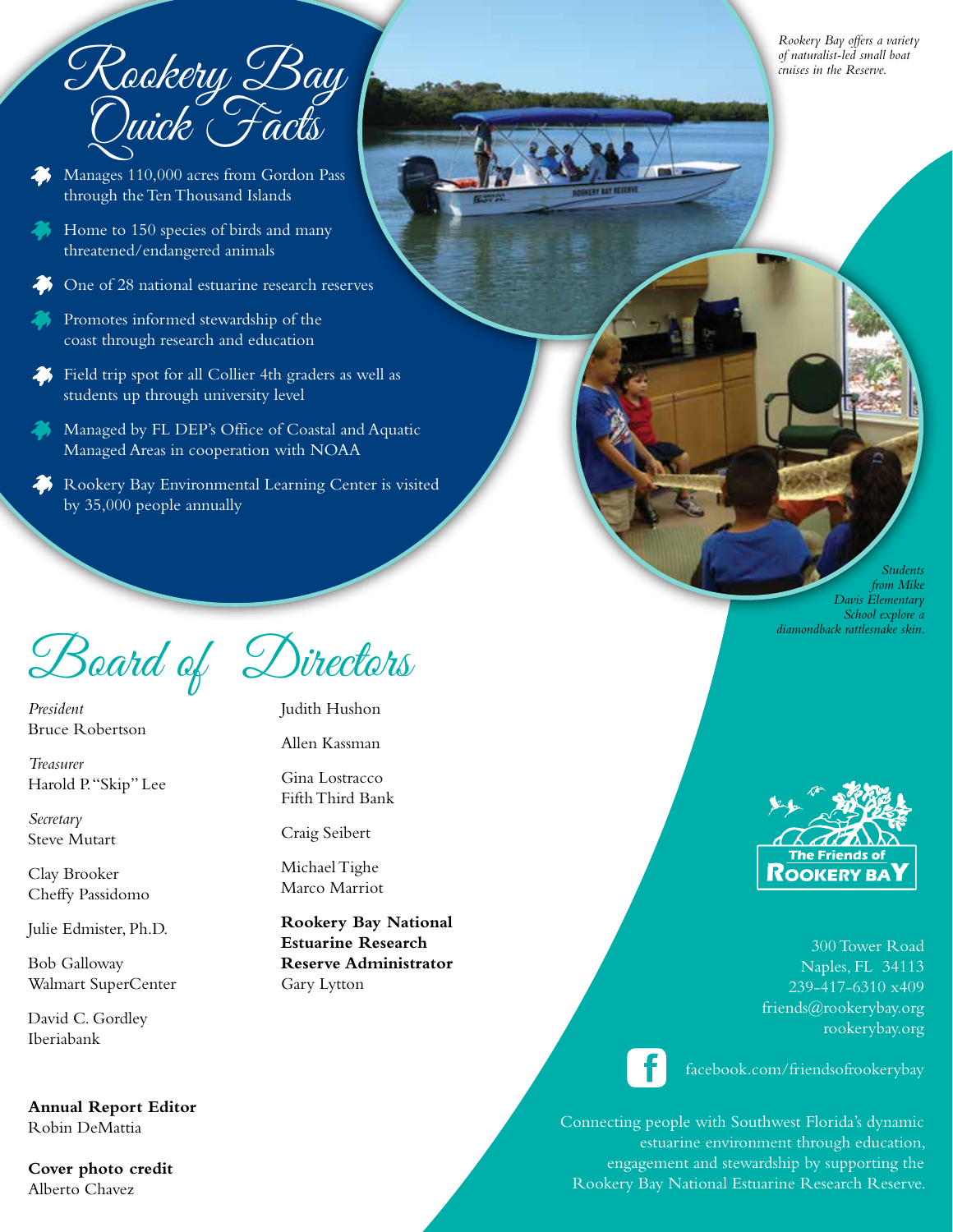# Rookery Bay Quick Facts

- Manages 110,000 acres from Gordon Pass through the Ten Thousand Islands
- Home to 150 species of birds and many threatened/endangered animals
- One of 28 national estuarine research reserves
- Promotes informed stewardship of the coast through research and education
- Field trip spot for all Collier 4th graders as well as students up through university level
- Managed by FL DEP's Office of Coastal and Aquatic Managed Areas in cooperation with NOAA
- Rookery Bay Environmental Learning Center is visited by 35,000 people annually

*Rookery Bay offers a variety of naturalist-led small boat cruises in the Reserve.*

*Students from Mike Davis Elementary School explore a diamondback rattlesnake skin.*

# Board of Directors

*President*
Bruce Robertson

*Treasurer*
Harold P. "Skip" Lee

*Secretary*
Steve Mutart

Clay Brooker
Cheffy Passidomo

Julie Edmister, Ph.D.

Bob Galloway
Walmart SuperCenter

David C. Gordley
Iberiabank

Judith Hushon

Allen Kassman

Gina Lostracco
Fifth Third Bank

Craig Seibert

Michael Tighe
Marco Marriot

**Rookery Bay National Estuarine Research Reserve Administrator**
Gary Lytton

**Annual Report Editor**
Robin DeMattia

**Cover photo credit**
Alberto Chavez

The Friends of Rookery Bay

300 Tower Road
Naples, FL 34113
239-417-6310 x409
friends@rookerybay.org
rookerybay.org

facebook.com/friendsofrookerybay

Connecting people with Southwest Florida's dynamic estuarine environment through education, engagement and stewardship by supporting the Rookery Bay National Estuarine Research Reserve.